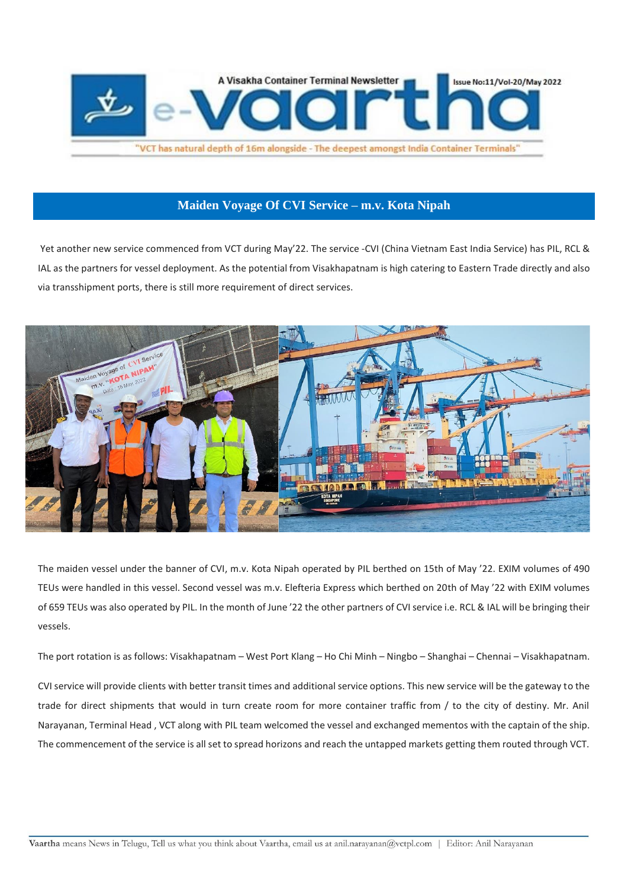A Visakha Container Terminal Newsletter

# e-vaartha

Issue No:11/Vol-20/May 2022

"VCT has natural depth of 16m alongside - The deepest amongst India Container Terminals"

## Maiden Voyage Of CVI Service – m.v. Kota Nipah

Yet another new service commenced from VCT during May'22. The service -CVI (China Vietnam East India Service) has PIL, RCL & IAL as the partners for vessel deployment. As the potential from Visakhapatnam is high catering to Eastern Trade directly and also via transshipment ports, there is still more requirement of direct services.

The maiden vessel under the banner of CVI, m.v. Kota Nipah operated by PIL berthed on 15th of May '22. EXIM volumes of 490 TEUs were handled in this vessel. Second vessel was m.v. Elefteria Express which berthed on 20th of May '22 with EXIM volumes of 659 TEUs was also operated by PIL. In the month of June '22 the other partners of CVI service i.e. RCL & IAL will be bringing their vessels.

The port rotation is as follows: Visakhapatnam – West Port Klang – Ho Chi Minh – Ningbo – Shanghai – Chennai – Visakhapatnam.

CVI service will provide clients with better transit times and additional service options. This new service will be the gateway to the trade for direct shipments that would in turn create room for more container traffic from / to the city of destiny. Mr. Anil Narayanan, Terminal Head , VCT along with PIL team welcomed the vessel and exchanged mementos with the captain of the ship. The commencement of the service is all set to spread horizons and reach the untapped markets getting them routed through VCT.

Vaartha means News in Telugu, Tell us what you think about Vaartha, email us at anil.narayanan@vctpl.com | Editor: Anil Narayanan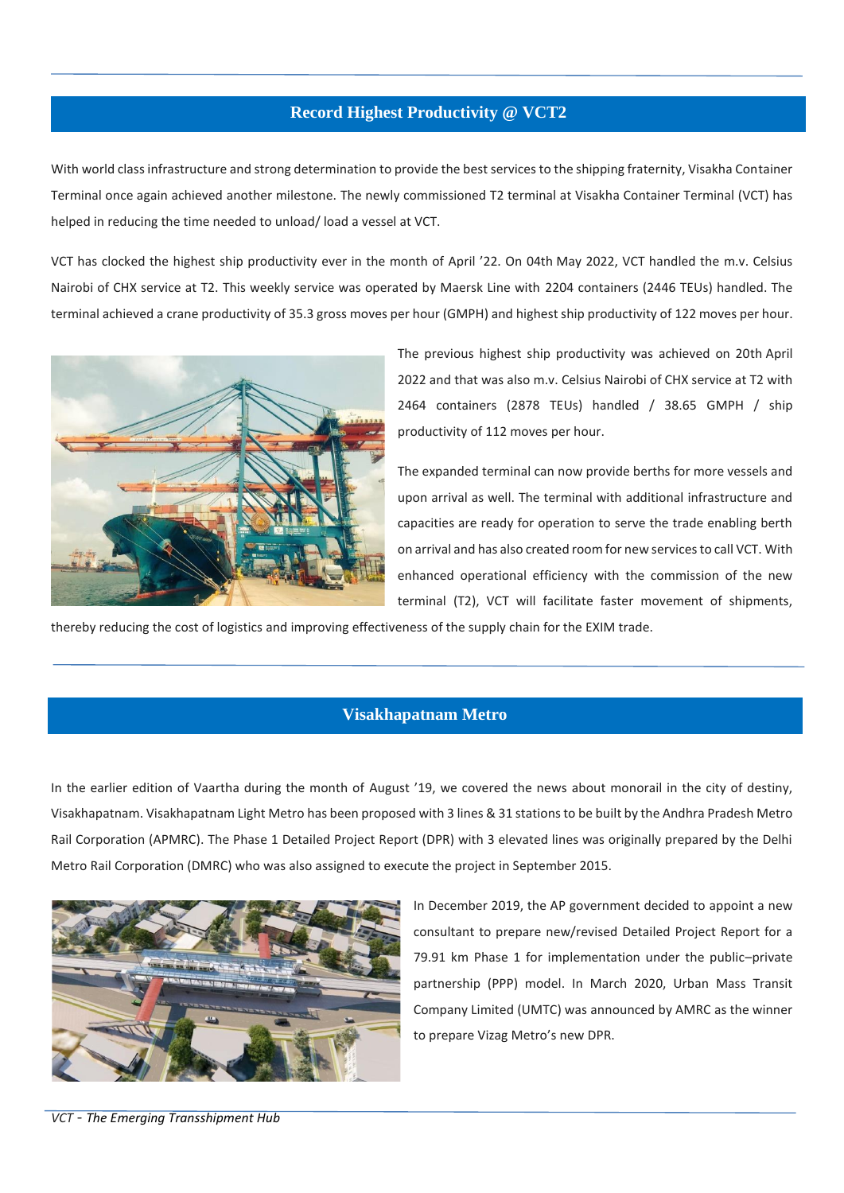## Record Highest Productivity @ VCT2

With world class infrastructure and strong determination to provide the best services to the shipping fraternity, Visakha Container Terminal once again achieved another milestone. The newly commissioned T2 terminal at Visakha Container Terminal (VCT) has helped in reducing the time needed to unload/ load a vessel at VCT.

VCT has clocked the highest ship productivity ever in the month of April '22. On 04th May 2022, VCT handled the m.v. Celsius Nairobi of CHX service at T2. This weekly service was operated by Maersk Line with 2204 containers (2446 TEUs) handled. The terminal achieved a crane productivity of 35.3 gross moves per hour (GMPH) and highest ship productivity of 122 moves per hour.

The previous highest ship productivity was achieved on 20th April 2022 and that was also m.v. Celsius Nairobi of CHX service at T2 with 2464 containers (2878 TEUs) handled / 38.65 GMPH / ship productivity of 112 moves per hour.

The expanded terminal can now provide berths for more vessels and upon arrival as well. The terminal with additional infrastructure and capacities are ready for operation to serve the trade enabling berth on arrival and has also created room for new services to call VCT. With enhanced operational efficiency with the commission of the new terminal (T2), VCT will facilitate faster movement of shipments, thereby reducing the cost of logistics and improving effectiveness of the supply chain for the EXIM trade.

## Visakhapatnam Metro

In the earlier edition of Vaartha during the month of August '19, we covered the news about monorail in the city of destiny, Visakhapatnam. Visakhapatnam Light Metro has been proposed with 3 lines & 31 stations to be built by the Andhra Pradesh Metro Rail Corporation (APMRC). The Phase 1 Detailed Project Report (DPR) with 3 elevated lines was originally prepared by the Delhi Metro Rail Corporation (DMRC) who was also assigned to execute the project in September 2015.

In December 2019, the AP government decided to appoint a new consultant to prepare new/revised Detailed Project Report for a 79.91 km Phase 1 for implementation under the public–private partnership (PPP) model. In March 2020, Urban Mass Transit Company Limited (UMTC) was announced by AMRC as the winner to prepare Vizag Metro's new DPR.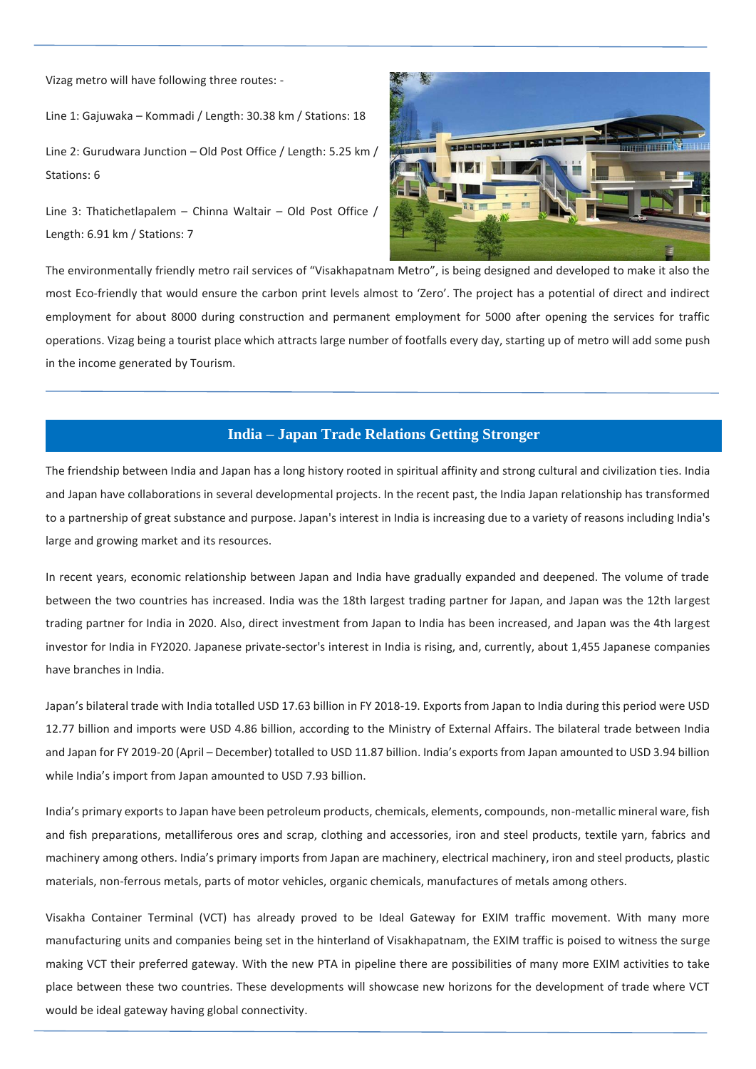Vizag metro will have following three routes: -

Line 1: Gajuwaka – Kommadi / Length: 30.38 km / Stations: 18

Line 2: Gurudwara Junction – Old Post Office / Length: 5.25 km / Stations: 6

Line 3: Thatichetlapalem – Chinna Waltair – Old Post Office / Length: 6.91 km / Stations: 7

The environmentally friendly metro rail services of "Visakhapatnam Metro", is being designed and developed to make it also the most Eco-friendly that would ensure the carbon print levels almost to 'Zero'. The project has a potential of direct and indirect employment for about 8000 during construction and permanent employment for 5000 after opening the services for traffic operations. Vizag being a tourist place which attracts large number of footfalls every day, starting up of metro will add some push in the income generated by Tourism.

## India – Japan Trade Relations Getting Stronger

The friendship between India and Japan has a long history rooted in spiritual affinity and strong cultural and civilization ties. India and Japan have collaborations in several developmental projects. In the recent past, the India Japan relationship has transformed to a partnership of great substance and purpose. Japan's interest in India is increasing due to a variety of reasons including India's large and growing market and its resources.

In recent years, economic relationship between Japan and India have gradually expanded and deepened. The volume of trade between the two countries has increased. India was the 18th largest trading partner for Japan, and Japan was the 12th largest trading partner for India in 2020. Also, direct investment from Japan to India has been increased, and Japan was the 4th largest investor for India in FY2020. Japanese private-sector's interest in India is rising, and, currently, about 1,455 Japanese companies have branches in India.

Japan's bilateral trade with India totalled USD 17.63 billion in FY 2018-19. Exports from Japan to India during this period were USD 12.77 billion and imports were USD 4.86 billion, according to the Ministry of External Affairs. The bilateral trade between India and Japan for FY 2019-20 (April – December) totalled to USD 11.87 billion. India's exports from Japan amounted to USD 3.94 billion while India's import from Japan amounted to USD 7.93 billion.

India's primary exports to Japan have been petroleum products, chemicals, elements, compounds, non-metallic mineral ware, fish and fish preparations, metalliferous ores and scrap, clothing and accessories, iron and steel products, textile yarn, fabrics and machinery among others. India's primary imports from Japan are machinery, electrical machinery, iron and steel products, plastic materials, non-ferrous metals, parts of motor vehicles, organic chemicals, manufactures of metals among others.

Visakha Container Terminal (VCT) has already proved to be Ideal Gateway for EXIM traffic movement. With many more manufacturing units and companies being set in the hinterland of Visakhapatnam, the EXIM traffic is poised to witness the surge making VCT their preferred gateway. With the new PTA in pipeline there are possibilities of many more EXIM activities to take place between these two countries. These developments will showcase new horizons for the development of trade where VCT would be ideal gateway having global connectivity.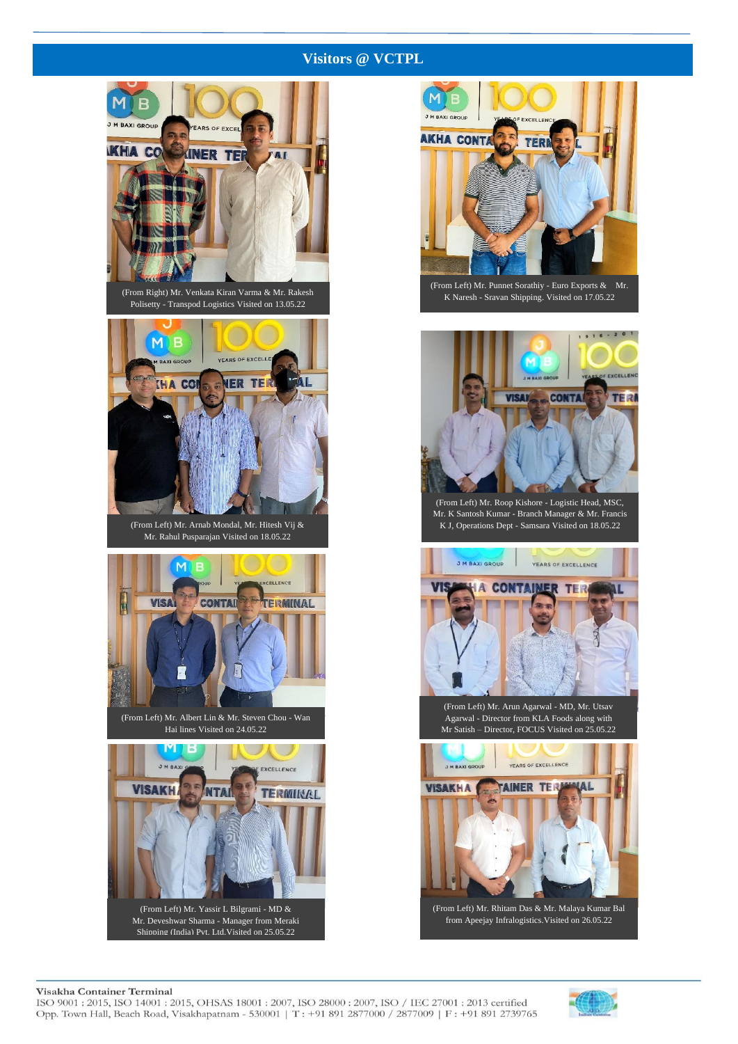## Visitors @ VCTPL

(From Right) Mr. Venkata Kiran Varma & Mr. Rakesh Polisetty - Transpod Logistics Visited on 13.05.22

(From Left) Mr. Punnet Sorathiy - Euro Exports & Mr. K Naresh - Sravan Shipping. Visited on 17.05.22

(From Left) Mr. Arnab Mondal, Mr. Hitesh Vij & Mr. Rahul Pusparajan Visited on 18.05.22

(From Left) Mr. Roop Kishore - Logistic Head, MSC, Mr. K Santosh Kumar - Branch Manager & Mr. Francis K J, Operations Dept - Samsara Visited on 18.05.22

(From Left) Mr. Albert Lin & Mr. Steven Chou - Wan Hai lines Visited on 24.05.22

(From Left) Mr. Arun Agarwal - MD, Mr. Utsav Agarwal - Director from KLA Foods along with Mr Satish – Director, FOCUS Visited on 25.05.22

(From Left) Mr. Yassir L Bilgrami - MD & Mr. Deveshwar Sharma - Manager from Meraki Shipping (India) Pvt. Ltd.Visited on 25.05.22

(From Left) Mr. Rhitam Das & Mr. Malaya Kumar Bal from Apeejay Infralogistics.Visited on 26.05.22

**Visakha Container Terminal**
ISO 9001 : 2015, ISO 14001 : 2015, OHSAS 18001 : 2007, ISO 28000 : 2007, ISO / IEC 27001 : 2013 certified
Opp. Town Hall, Beach Road, Visakhapatnam - 530001 | T : +91 891 2877000 / 2877009 | F : +91 891 2739765